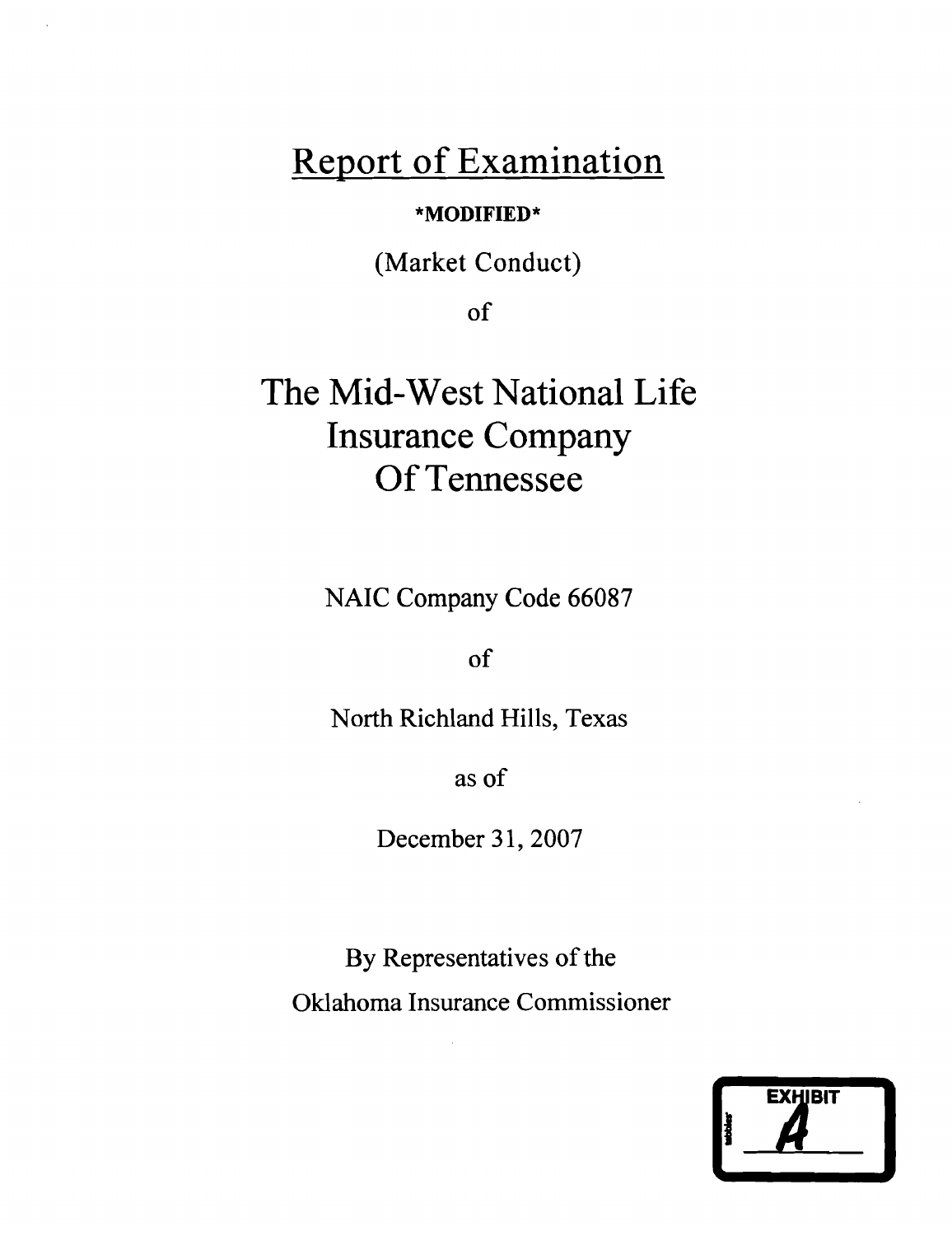# Report of Examination

**\*MODIFIED\***

(Market Conduct)

of

# The Mid-West National Life Insurance Company Of Tennessee

NAIC Company Code 66087

of

North Richland Hills, Texas

as of

December 31, 2007

By Representatives of the

Oklahoma Insurance Commissioner

EXHIBIT

A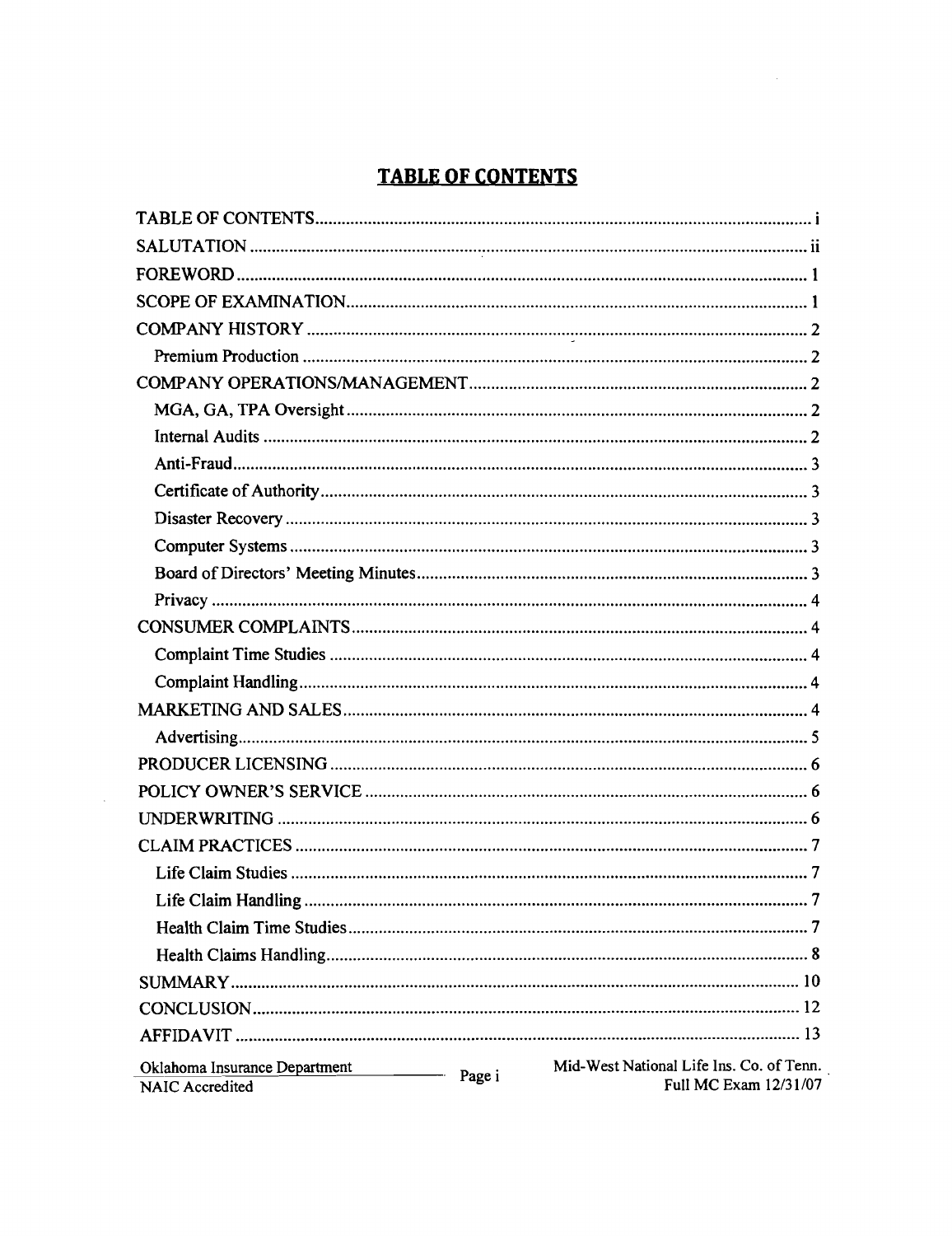# TABLE OF CONTENTS

| | |
|---|---|
| TABLE OF CONTENTS | i |
| SALUTATION | ii |
| FOREWORD | 1 |
| SCOPE OF EXAMINATION | 1 |
| COMPANY HISTORY | 2 |
| Premium Production | 2 |
| COMPANY OPERATIONS/MANAGEMENT | 2 |
| MGA, GA, TPA Oversight | 2 |
| Internal Audits | 2 |
| Anti-Fraud | 3 |
| Certificate of Authority | 3 |
| Disaster Recovery | 3 |
| Computer Systems | 3 |
| Board of Directors' Meeting Minutes | 3 |
| Privacy | 4 |
| CONSUMER COMPLAINTS | 4 |
| Complaint Time Studies | 4 |
| Complaint Handling | 4 |
| MARKETING AND SALES | 4 |
| Advertising | 5 |
| PRODUCER LICENSING | 6 |
| POLICY OWNER'S SERVICE | 6 |
| UNDERWRITING | 6 |
| CLAIM PRACTICES | 7 |
| Life Claim Studies | 7 |
| Life Claim Handling | 7 |
| Health Claim Time Studies | 7 |
| Health Claims Handling | 8 |
| SUMMARY | 10 |
| CONCLUSION | 12 |
| AFFIDAVIT | 13 |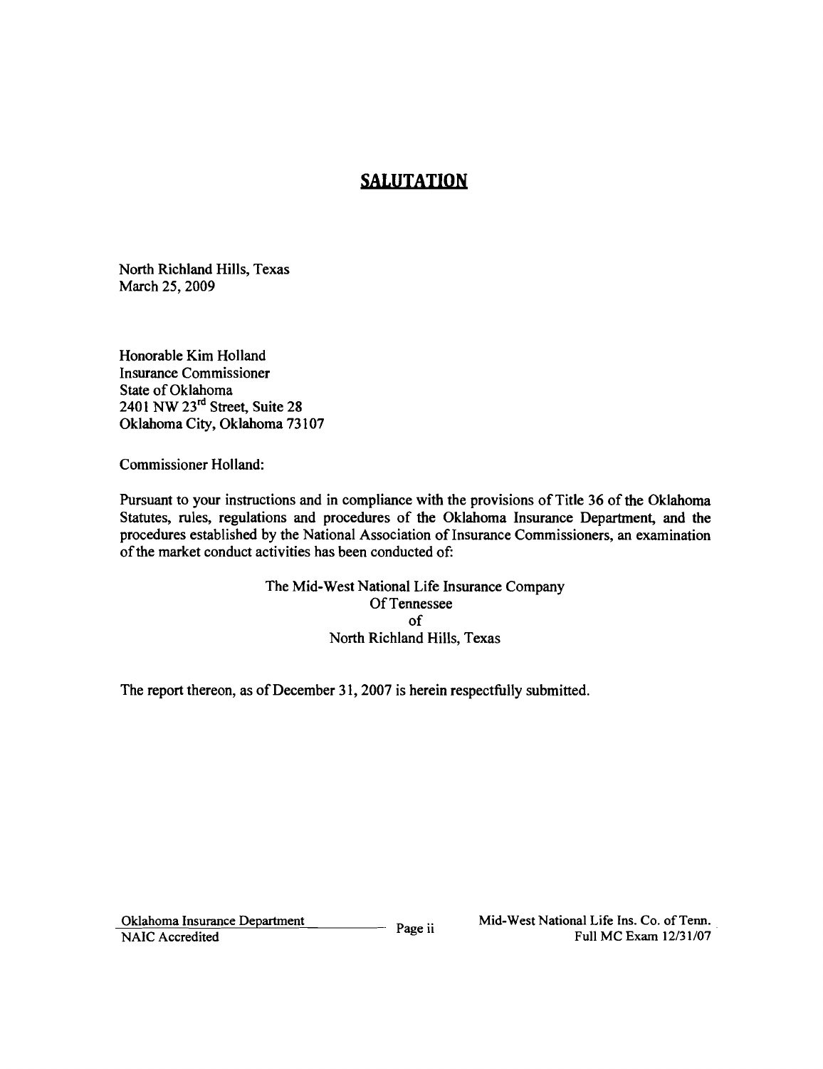# SALUTATION

North Richland Hills, Texas
March 25, 2009

Honorable Kim Holland
Insurance Commissioner
State of Oklahoma
2401 NW 23rd Street, Suite 28
Oklahoma City, Oklahoma 73107

Commissioner Holland:

Pursuant to your instructions and in compliance with the provisions of Title 36 of the Oklahoma Statutes, rules, regulations and procedures of the Oklahoma Insurance Department, and the procedures established by the National Association of Insurance Commissioners, an examination of the market conduct activities has been conducted of:

The Mid-West National Life Insurance Company
Of Tennessee
of
North Richland Hills, Texas

The report thereon, as of December 31, 2007 is herein respectfully submitted.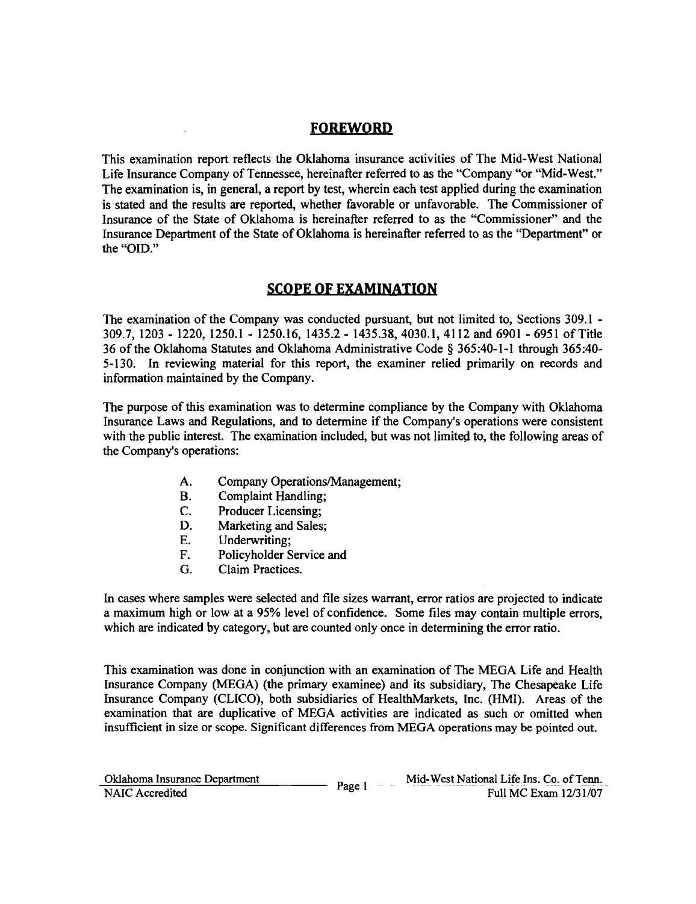## FOREWORD

This examination report reflects the Oklahoma insurance activities of The Mid-West National Life Insurance Company of Tennessee, hereinafter referred to as the "Company "or "Mid-West." The examination is, in general, a report by test, wherein each test applied during the examination is stated and the results are reported, whether favorable or unfavorable. The Commissioner of Insurance of the State of Oklahoma is hereinafter referred to as the "Commissioner" and the Insurance Department of the State of Oklahoma is hereinafter referred to as the "Department" or the "OID."

## SCOPE OF EXAMINATION

The examination of the Company was conducted pursuant, but not limited to, Sections 309.1 - 309.7, 1203 - 1220, 1250.1 - 1250.16, 1435.2 - 1435.38, 4030.1, 4112 and 6901 - 6951 of Title 36 of the Oklahoma Statutes and Oklahoma Administrative Code § 365:40-1-1 through 365:40-5-130. In reviewing material for this report, the examiner relied primarily on records and information maintained by the Company.

The purpose of this examination was to determine compliance by the Company with Oklahoma Insurance Laws and Regulations, and to determine if the Company's operations were consistent with the public interest. The examination included, but was not limited to, the following areas of the Company's operations:

A. Company Operations/Management;
B. Complaint Handling;
C. Producer Licensing;
D. Marketing and Sales;
E. Underwriting;
F. Policyholder Service and
G. Claim Practices.

In cases where samples were selected and file sizes warrant, error ratios are projected to indicate a maximum high or low at a 95% level of confidence. Some files may contain multiple errors, which are indicated by category, but are counted only once in determining the error ratio.

This examination was done in conjunction with an examination of The MEGA Life and Health Insurance Company (MEGA) (the primary examinee) and its subsidiary, The Chesapeake Life Insurance Company (CLICO), both subsidiaries of HealthMarkets, Inc. (HMI). Areas of the examination that are duplicative of MEGA activities are indicated as such or omitted when insufficient in size or scope. Significant differences from MEGA operations may be pointed out.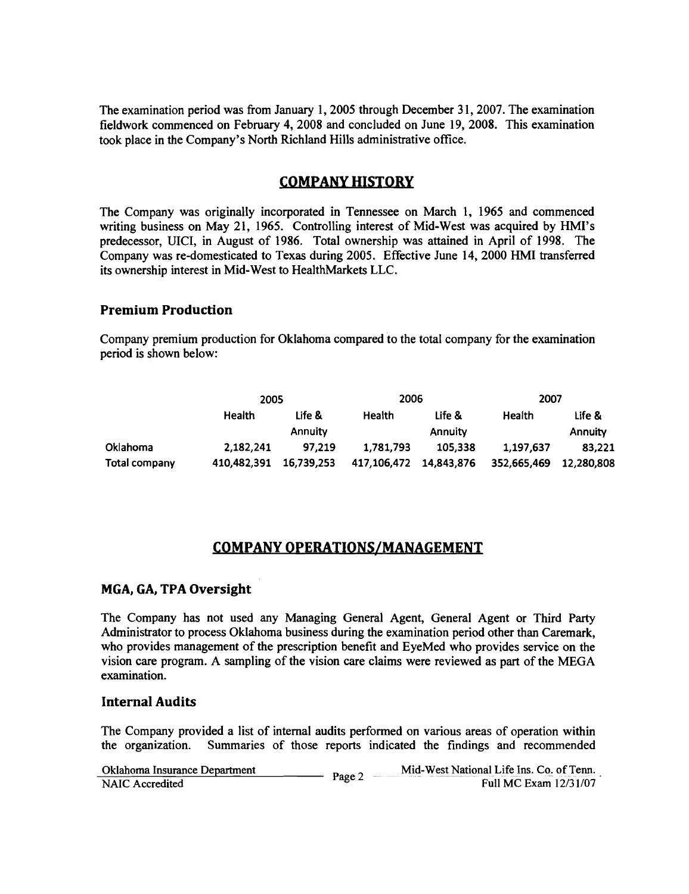The examination period was from January 1, 2005 through December 31, 2007. The examination fieldwork commenced on February 4, 2008 and concluded on June 19, 2008. This examination took place in the Company's North Richland Hills administrative office.

## COMPANY HISTORY

The Company was originally incorporated in Tennessee on March 1, 1965 and commenced writing business on May 21, 1965. Controlling interest of Mid-West was acquired by HMI's predecessor, UICI, in August of 1986. Total ownership was attained in April of 1998. The Company was re-domesticated to Texas during 2005. Effective June 14, 2000 HMI transferred its ownership interest in Mid-West to HealthMarkets LLC.

### Premium Production

Company premium production for Oklahoma compared to the total company for the examination period is shown below:

| | 2005 | | 2006 | | 2007 | |
|---|---|---|---|---|---|---|
| | Health | Life & Annuity | Health | Life & Annuity | Health | Life & Annuity |
| Oklahoma | 2,182,241 | 97,219 | 1,781,793 | 105,338 | 1,197,637 | 83,221 |
| Total company | 410,482,391 | 16,739,253 | 417,106,472 | 14,843,876 | 352,665,469 | 12,280,808 |

## COMPANY OPERATIONS/MANAGEMENT

### MGA, GA, TPA Oversight

The Company has not used any Managing General Agent, General Agent or Third Party Administrator to process Oklahoma business during the examination period other than Caremark, who provides management of the prescription benefit and EyeMed who provides service on the vision care program. A sampling of the vision care claims were reviewed as part of the MEGA examination.

### Internal Audits

The Company provided a list of internal audits performed on various areas of operation within the organization. Summaries of those reports indicated the findings and recommended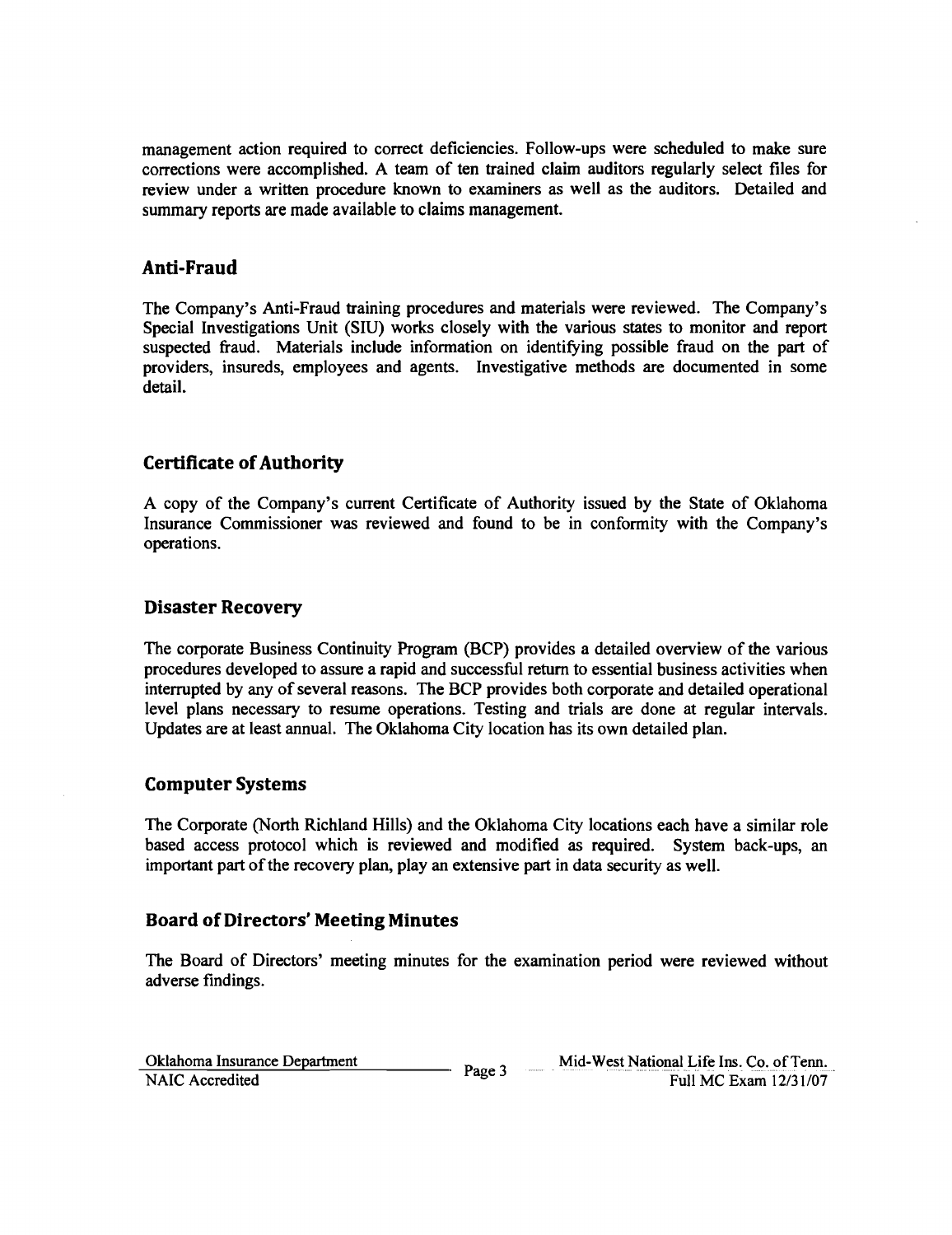management action required to correct deficiencies. Follow-ups were scheduled to make sure corrections were accomplished. A team of ten trained claim auditors regularly select files for review under a written procedure known to examiners as well as the auditors. Detailed and summary reports are made available to claims management.

## Anti-Fraud

The Company's Anti-Fraud training procedures and materials were reviewed. The Company's Special Investigations Unit (SIU) works closely with the various states to monitor and report suspected fraud. Materials include information on identifying possible fraud on the part of providers, insureds, employees and agents. Investigative methods are documented in some detail.

## Certificate of Authority

A copy of the Company's current Certificate of Authority issued by the State of Oklahoma Insurance Commissioner was reviewed and found to be in conformity with the Company's operations.

## Disaster Recovery

The corporate Business Continuity Program (BCP) provides a detailed overview of the various procedures developed to assure a rapid and successful return to essential business activities when interrupted by any of several reasons. The BCP provides both corporate and detailed operational level plans necessary to resume operations. Testing and trials are done at regular intervals. Updates are at least annual. The Oklahoma City location has its own detailed plan.

## Computer Systems

The Corporate (North Richland Hills) and the Oklahoma City locations each have a similar role based access protocol which is reviewed and modified as required. System back-ups, an important part of the recovery plan, play an extensive part in data security as well.

## Board of Directors' Meeting Minutes

The Board of Directors' meeting minutes for the examination period were reviewed without adverse findings.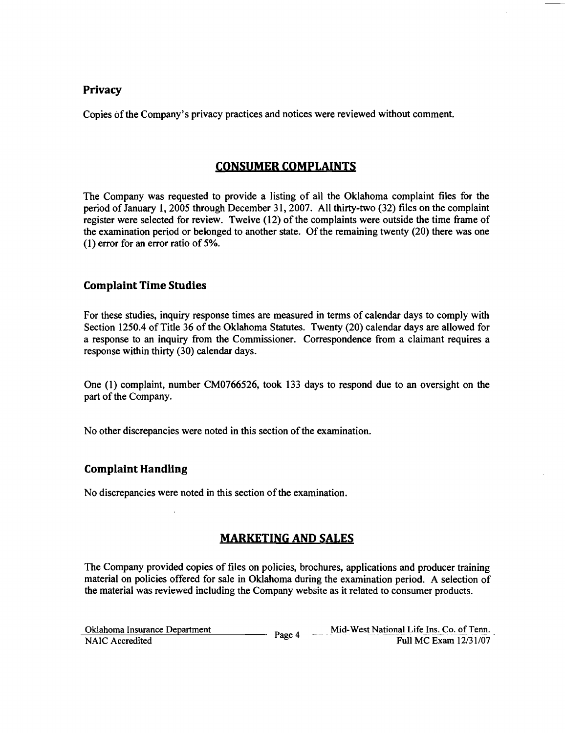### Privacy

Copies of the Company's privacy practices and notices were reviewed without comment.

## CONSUMER COMPLAINTS

The Company was requested to provide a listing of all the Oklahoma complaint files for the period of January 1, 2005 through December 31, 2007. All thirty-two (32) files on the complaint register were selected for review. Twelve (12) of the complaints were outside the time frame of the examination period or belonged to another state. Of the remaining twenty (20) there was one (1) error for an error ratio of 5%.

### Complaint Time Studies

For these studies, inquiry response times are measured in terms of calendar days to comply with Section 1250.4 of Title 36 of the Oklahoma Statutes. Twenty (20) calendar days are allowed for a response to an inquiry from the Commissioner. Correspondence from a claimant requires a response within thirty (30) calendar days.

One (1) complaint, number CM0766526, took 133 days to respond due to an oversight on the part of the Company.

No other discrepancies were noted in this section of the examination.

### Complaint Handling

No discrepancies were noted in this section of the examination.

## MARKETING AND SALES

The Company provided copies of files on policies, brochures, applications and producer training material on policies offered for sale in Oklahoma during the examination period. A selection of the material was reviewed including the Company website as it related to consumer products.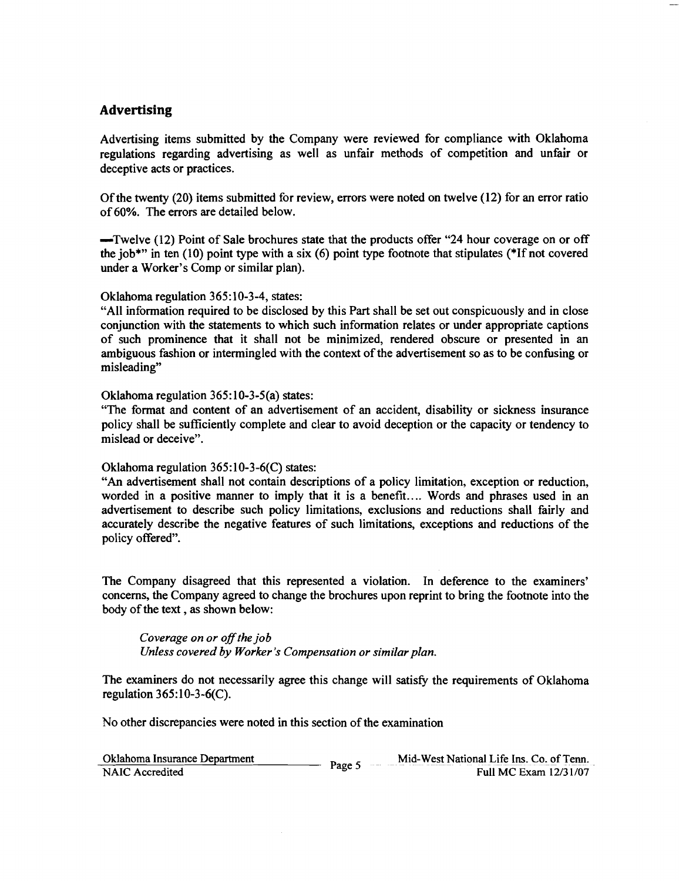## Advertising

Advertising items submitted by the Company were reviewed for compliance with Oklahoma regulations regarding advertising as well as unfair methods of competition and unfair or deceptive acts or practices.

Of the twenty (20) items submitted for review, errors were noted on twelve (12) for an error ratio of 60%. The errors are detailed below.

—Twelve (12) Point of Sale brochures state that the products offer "24 hour coverage on or off the job*" in ten (10) point type with a six (6) point type footnote that stipulates (*If not covered under a Worker's Comp or similar plan).

Oklahoma regulation 365:10-3-4, states:
"All information required to be disclosed by this Part shall be set out conspicuously and in close conjunction with the statements to which such information relates or under appropriate captions of such prominence that it shall not be minimized, rendered obscure or presented in an ambiguous fashion or intermingled with the context of the advertisement so as to be confusing or misleading"

Oklahoma regulation 365:10-3-5(a) states:
"The format and content of an advertisement of an accident, disability or sickness insurance policy shall be sufficiently complete and clear to avoid deception or the capacity or tendency to mislead or deceive".

Oklahoma regulation 365:10-3-6(C) states:
"An advertisement shall not contain descriptions of a policy limitation, exception or reduction, worded in a positive manner to imply that it is a benefit.... Words and phrases used in an advertisement to describe such policy limitations, exclusions and reductions shall fairly and accurately describe the negative features of such limitations, exceptions and reductions of the policy offered".

The Company disagreed that this represented a violation. In deference to the examiners' concerns, the Company agreed to change the brochures upon reprint to bring the footnote into the body of the text , as shown below:

> *Coverage on or off the job*
> *Unless covered by Worker's Compensation or similar plan.*

The examiners do not necessarily agree this change will satisfy the requirements of Oklahoma regulation 365:10-3-6(C).

No other discrepancies were noted in this section of the examination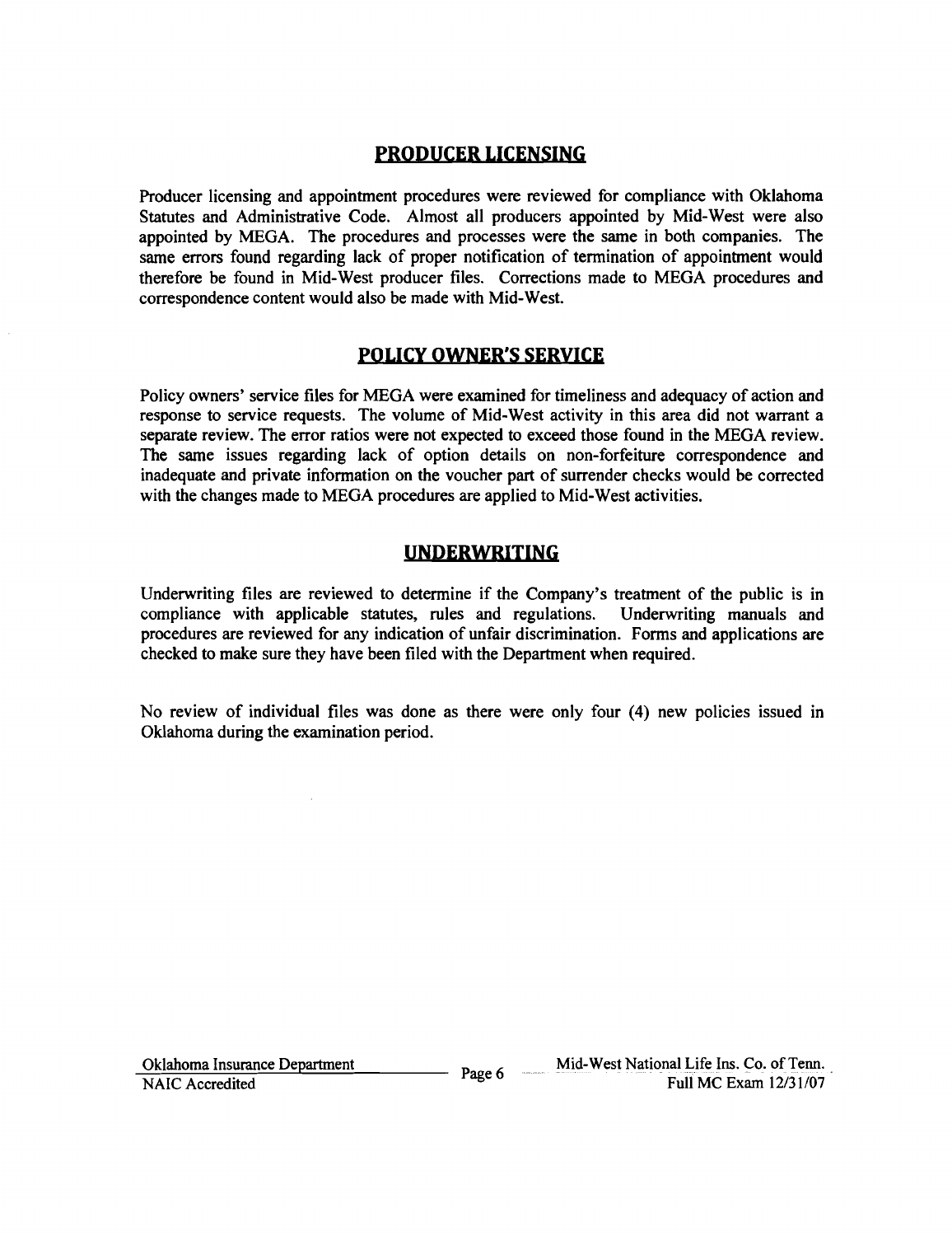## PRODUCER LICENSING

Producer licensing and appointment procedures were reviewed for compliance with Oklahoma Statutes and Administrative Code. Almost all producers appointed by Mid-West were also appointed by MEGA. The procedures and processes were the same in both companies. The same errors found regarding lack of proper notification of termination of appointment would therefore be found in Mid-West producer files. Corrections made to MEGA procedures and correspondence content would also be made with Mid-West.

## POLICY OWNER'S SERVICE

Policy owners' service files for MEGA were examined for timeliness and adequacy of action and response to service requests. The volume of Mid-West activity in this area did not warrant a separate review. The error ratios were not expected to exceed those found in the MEGA review. The same issues regarding lack of option details on non-forfeiture correspondence and inadequate and private information on the voucher part of surrender checks would be corrected with the changes made to MEGA procedures are applied to Mid-West activities.

## UNDERWRITING

Underwriting files are reviewed to determine if the Company's treatment of the public is in compliance with applicable statutes, rules and regulations. Underwriting manuals and procedures are reviewed for any indication of unfair discrimination. Forms and applications are checked to make sure they have been filed with the Department when required.

No review of individual files was done as there were only four (4) new policies issued in Oklahoma during the examination period.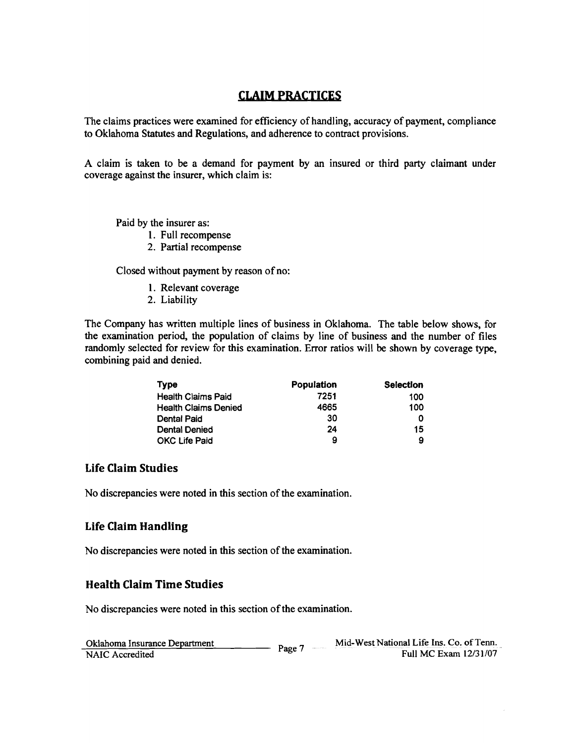## CLAIM PRACTICES

The claims practices were examined for efficiency of handling, accuracy of payment, compliance to Oklahoma Statutes and Regulations, and adherence to contract provisions.

A claim is taken to be a demand for payment by an insured or third party claimant under coverage against the insurer, which claim is:

Paid by the insurer as:

1. Full recompense
2. Partial recompense

Closed without payment by reason of no:

1. Relevant coverage
2. Liability

The Company has written multiple lines of business in Oklahoma. The table below shows, for the examination period, the population of claims by line of business and the number of files randomly selected for review for this examination. Error ratios will be shown by coverage type, combining paid and denied.

| Type | Population | Selection |
|---|---|---|
| Health Claims Paid | 7251 | 100 |
| Health Claims Denied | 4665 | 100 |
| Dental Paid | 30 | 0 |
| Dental Denied | 24 | 15 |
| OKC Life Paid | 9 | 9 |

### Life Claim Studies

No discrepancies were noted in this section of the examination.

### Life Claim Handling

No discrepancies were noted in this section of the examination.

### Health Claim Time Studies

No discrepancies were noted in this section of the examination.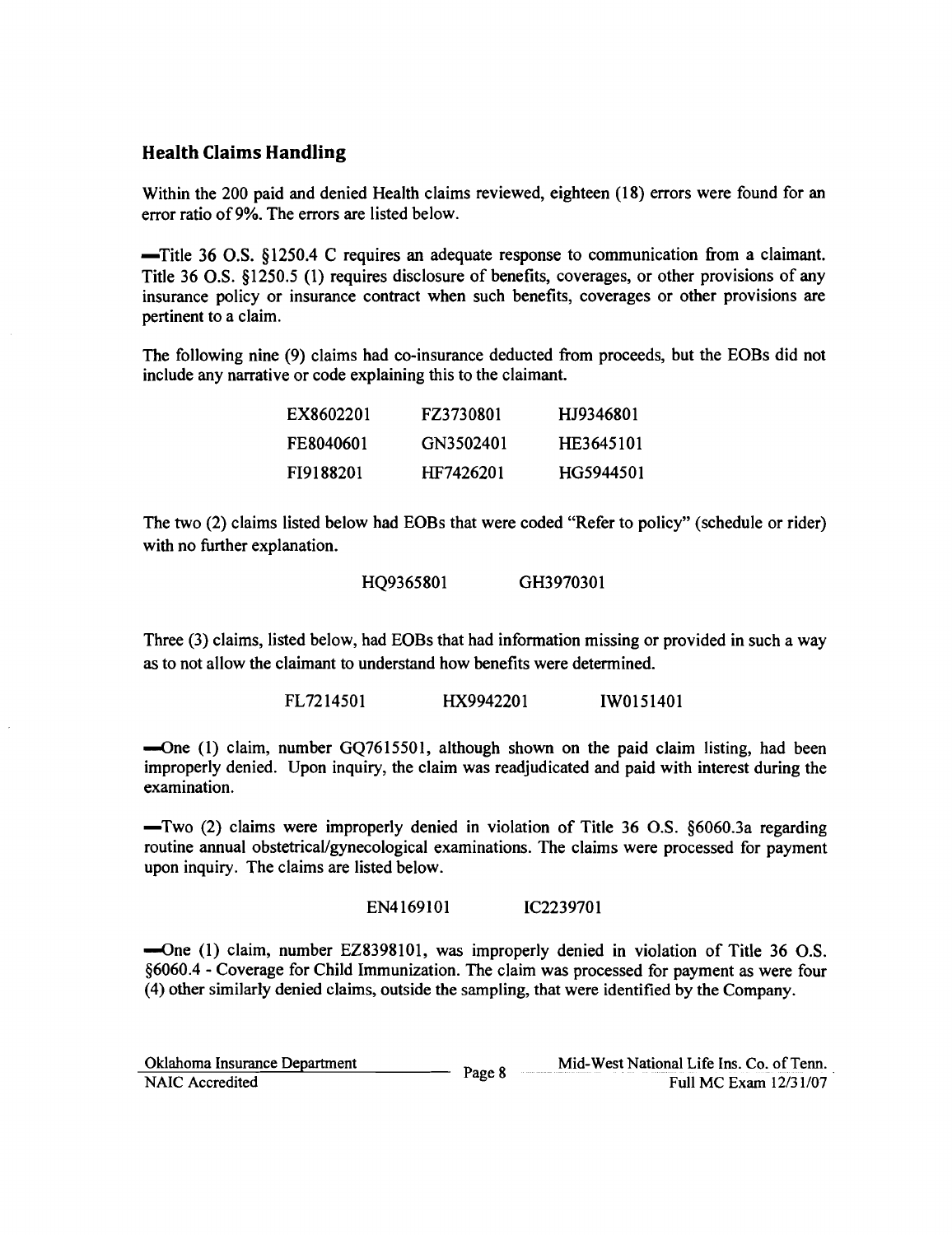## Health Claims Handling

Within the 200 paid and denied Health claims reviewed, eighteen (18) errors were found for an error ratio of 9%. The errors are listed below.

—Title 36 O.S. §1250.4 C requires an adequate response to communication from a claimant. Title 36 O.S. §1250.5 (1) requires disclosure of benefits, coverages, or other provisions of any insurance policy or insurance contract when such benefits, coverages or other provisions are pertinent to a claim.

The following nine (9) claims had co-insurance deducted from proceeds, but the EOBs did not include any narrative or code explaining this to the claimant.

| | | |
|---|---|---|
| EX8602201 | FZ3730801 | HJ9346801 |
| FE8040601 | GN3502401 | HE3645101 |
| FI9188201 | HF7426201 | HG5944501 |

The two (2) claims listed below had EOBs that were coded "Refer to policy" (schedule or rider) with no further explanation.

HQ9365801 GH3970301

Three (3) claims, listed below, had EOBs that had information missing or provided in such a way as to not allow the claimant to understand how benefits were determined.

FL7214501 HX9942201 IW0151401

—One (1) claim, number GQ7615501, although shown on the paid claim listing, had been improperly denied. Upon inquiry, the claim was readjudicated and paid with interest during the examination.

—Two (2) claims were improperly denied in violation of Title 36 O.S. §6060.3a regarding routine annual obstetrical/gynecological examinations. The claims were processed for payment upon inquiry. The claims are listed below.

EN4169101 IC2239701

—One (1) claim, number EZ8398101, was improperly denied in violation of Title 36 O.S. §6060.4 - Coverage for Child Immunization. The claim was processed for payment as were four (4) other similarly denied claims, outside the sampling, that were identified by the Company.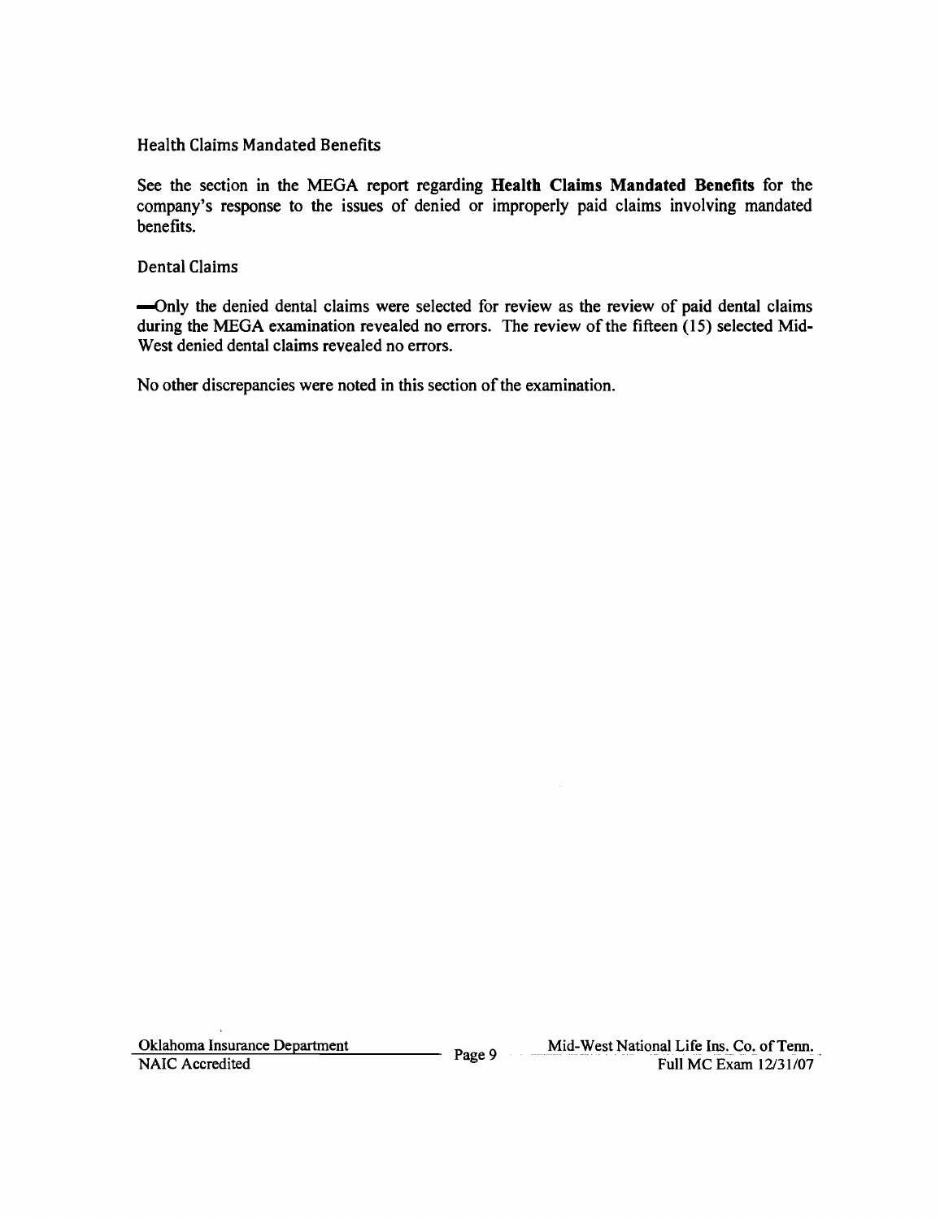### Health Claims Mandated Benefits

See the section in the MEGA report regarding **Health Claims Mandated Benefits** for the company's response to the issues of denied or improperly paid claims involving mandated benefits.

### Dental Claims

—Only the denied dental claims were selected for review as the review of paid dental claims during the MEGA examination revealed no errors. The review of the fifteen (15) selected Mid-West denied dental claims revealed no errors.

No other discrepancies were noted in this section of the examination.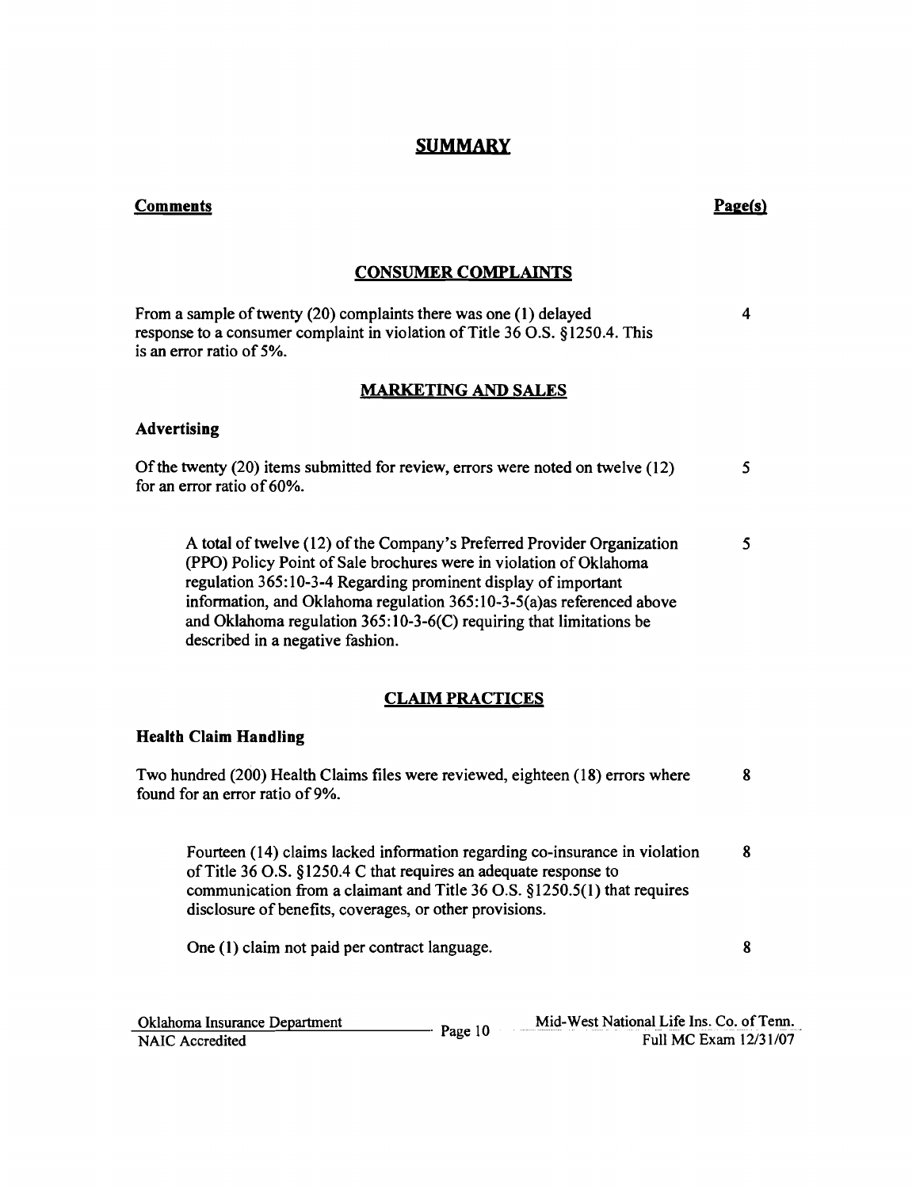# SUMMARY

| Comments | Page(s) |
|---|---|

## CONSUMER COMPLAINTS

| | |
|---|---|
| From a sample of twenty (20) complaints there was one (1) delayed response to a consumer complaint in violation of Title 36 O.S. §1250.4. This is an error ratio of 5%. | 4 |

## MARKETING AND SALES

### Advertising

| | |
|---|---|
| Of the twenty (20) items submitted for review, errors were noted on twelve (12) for an error ratio of 60%. | 5 |
| A total of twelve (12) of the Company's Preferred Provider Organization (PPO) Policy Point of Sale brochures were in violation of Oklahoma regulation 365:10-3-4 Regarding prominent display of important information, and Oklahoma regulation 365:10-3-5(a)as referenced above and Oklahoma regulation 365:10-3-6(C) requiring that limitations be described in a negative fashion. | 5 |

## CLAIM PRACTICES

### Health Claim Handling

| | |
|---|---|
| Two hundred (200) Health Claims files were reviewed, eighteen (18) errors where found for an error ratio of 9%. | 8 |
| Fourteen (14) claims lacked information regarding co-insurance in violation of Title 36 O.S. §1250.4 C that requires an adequate response to communication from a claimant and Title 36 O.S. §1250.5(1) that requires disclosure of benefits, coverages, or other provisions. | 8 |
| One (1) claim not paid per contract language. | 8 |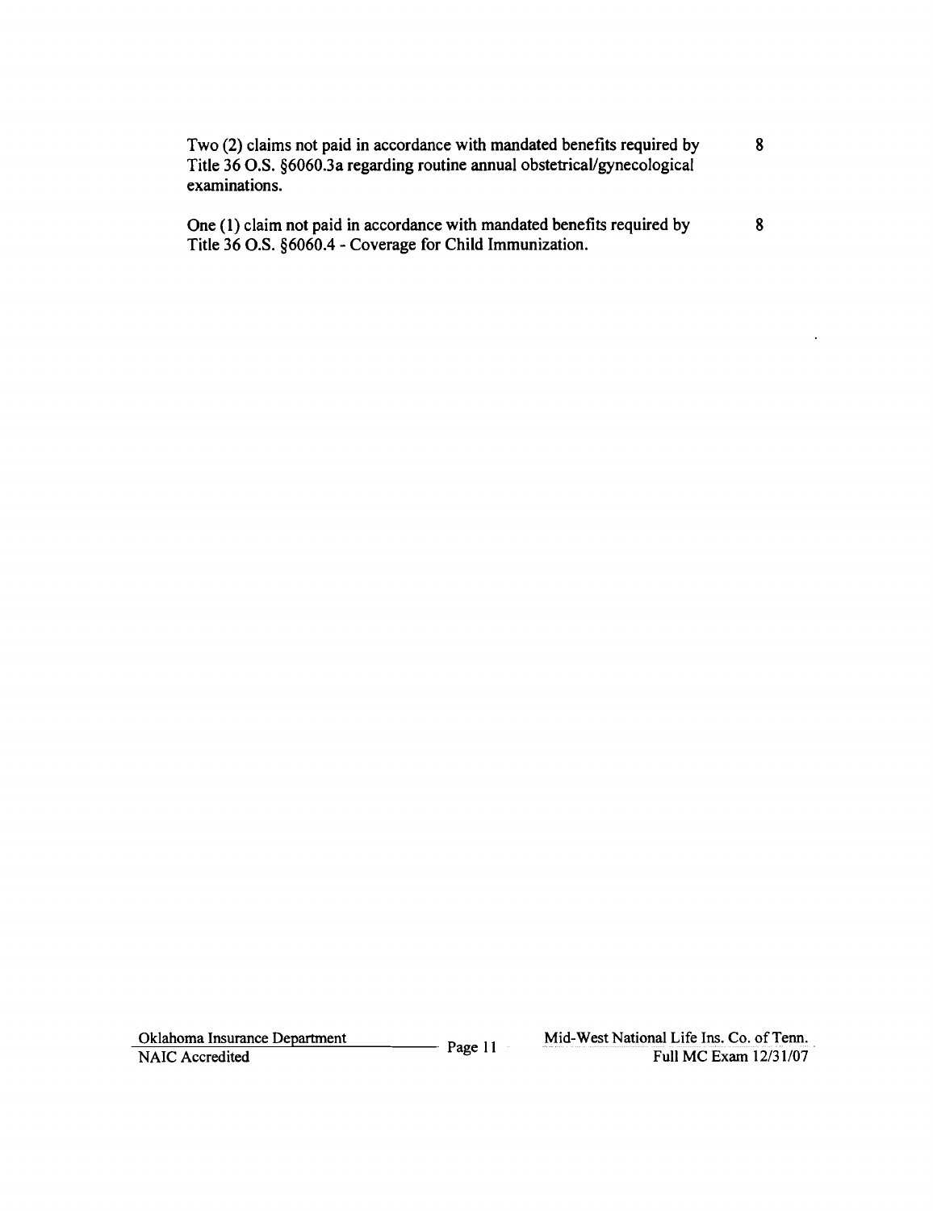| | |
|---|---|
| Two (2) claims not paid in accordance with mandated benefits required by Title 36 O.S. §6060.3a regarding routine annual obstetrical/gynecological examinations. | 8 |
| One (1) claim not paid in accordance with mandated benefits required by Title 36 O.S. §6060.4 - Coverage for Child Immunization. | 8 |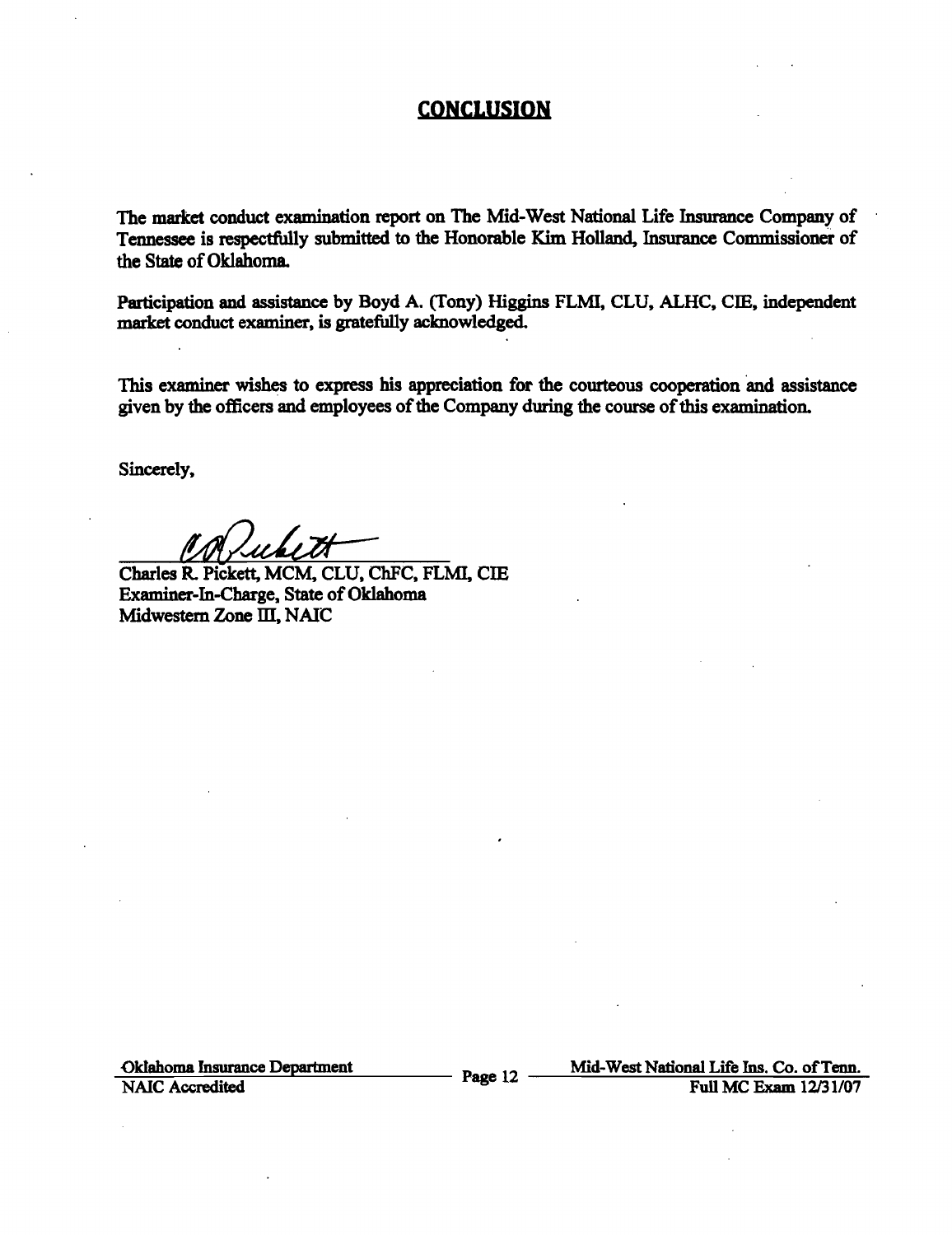## CONCLUSION

The market conduct examination report on The Mid-West National Life Insurance Company of Tennessee is respectfully submitted to the Honorable Kim Holland, Insurance Commissioner of the State of Oklahoma.

Participation and assistance by Boyd A. (Tony) Higgins FLMI, CLU, ALHC, CIE, independent market conduct examiner, is gratefully acknowledged.

This examiner wishes to express his appreciation for the courteous cooperation and assistance given by the officers and employees of the Company during the course of this examination.

Sincerely,

Charles R. Pickett, MCM, CLU, ChFC, FLMI, CIE
Examiner-In-Charge, State of Oklahoma
Midwestern Zone III, NAIC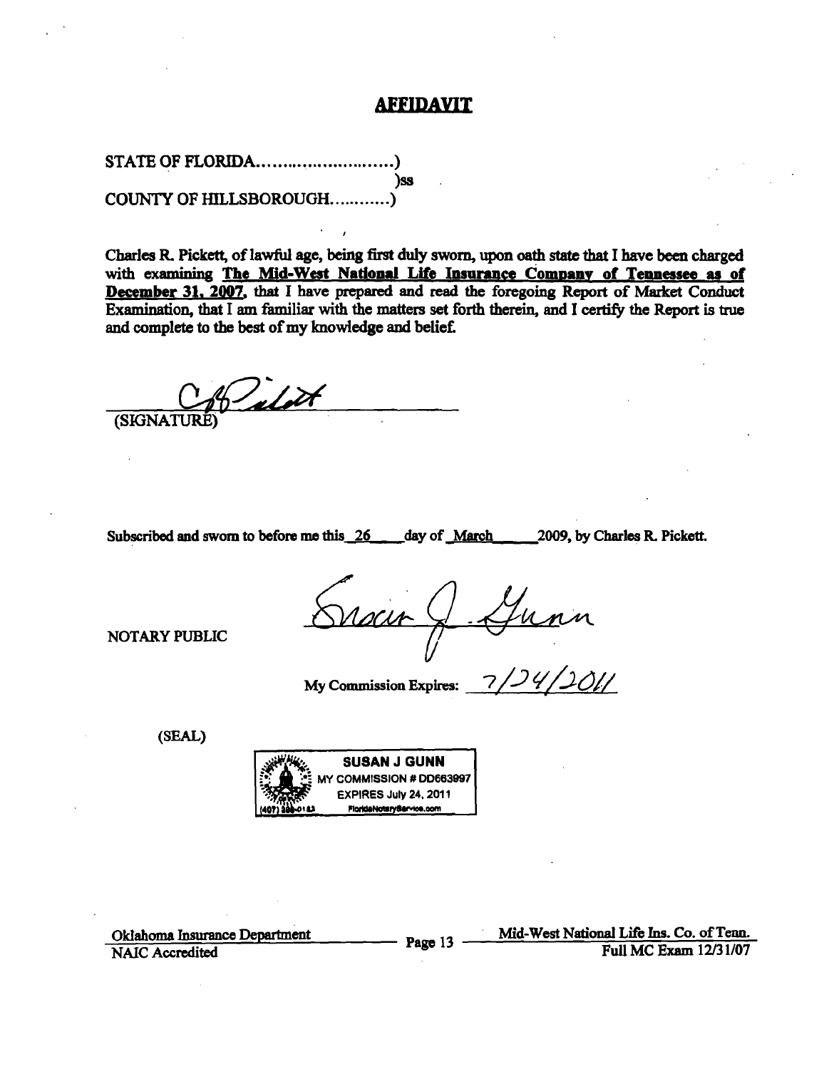## AFFIDAVIT

STATE OF FLORIDA..........................)
)ss
COUNTY OF HILLSBOROUGH............)

Charles R. Pickett, of lawful age, being first duly sworn, upon oath state that I have been charged with examining **The Mid-West National Life Insurance Company of Tennessee as of December 31, 2007**, that I have prepared and read the foregoing Report of Market Conduct Examination, that I am familiar with the matters set forth therein, and I certify the Report is true and complete to the best of my knowledge and belief.

(SIGNATURE)

Subscribed and sworn to before me this 26 day of March 2009, by Charles R. Pickett.

NOTARY PUBLIC

My Commission Expires: 7/24/2011

(SEAL)

SUSAN J GUNN
MY COMMISSION # DD663997
EXPIRES July 24, 2011
FloridaNotaryService.com